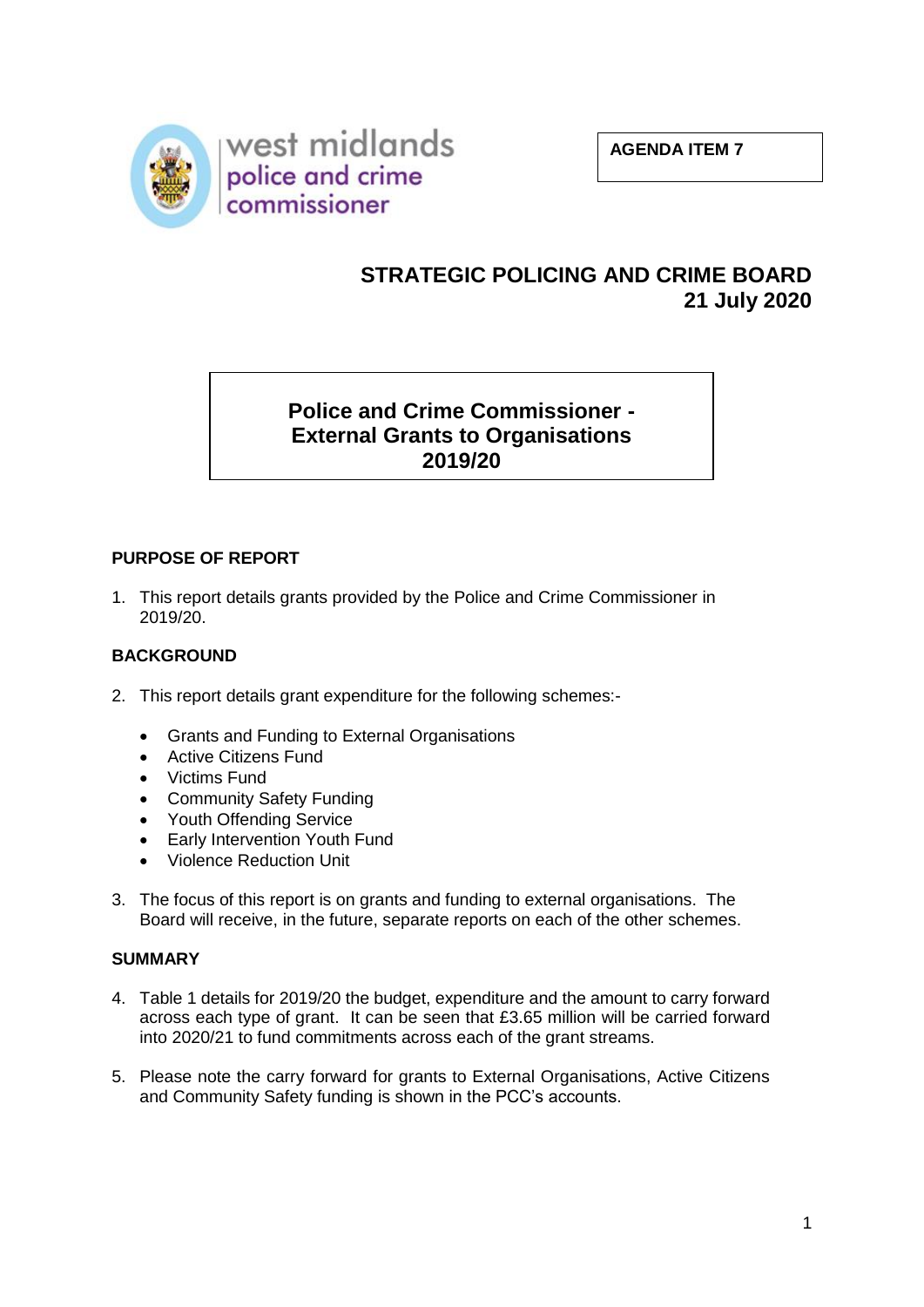west midlands police and crime commissioner

**AGENDA ITEM 7**

# STRATEGIC POLICING AND CRIME BOARD
## 21 July 2020

## Police and Crime Commissioner - External Grants to Organisations 2019/20

### PURPOSE OF REPORT

1. This report details grants provided by the Police and Crime Commissioner in 2019/20.

### BACKGROUND

2. This report details grant expenditure for the following schemes:-

   - Grants and Funding to External Organisations
   - Active Citizens Fund
   - Victims Fund
   - Community Safety Funding
   - Youth Offending Service
   - Early Intervention Youth Fund
   - Violence Reduction Unit

3. The focus of this report is on grants and funding to external organisations. The Board will receive, in the future, separate reports on each of the other schemes.

### SUMMARY

4. Table 1 details for 2019/20 the budget, expenditure and the amount to carry forward across each type of grant. It can be seen that £3.65 million will be carried forward into 2020/21 to fund commitments across each of the grant streams.

5. Please note the carry forward for grants to External Organisations, Active Citizens and Community Safety funding is shown in the PCC's accounts.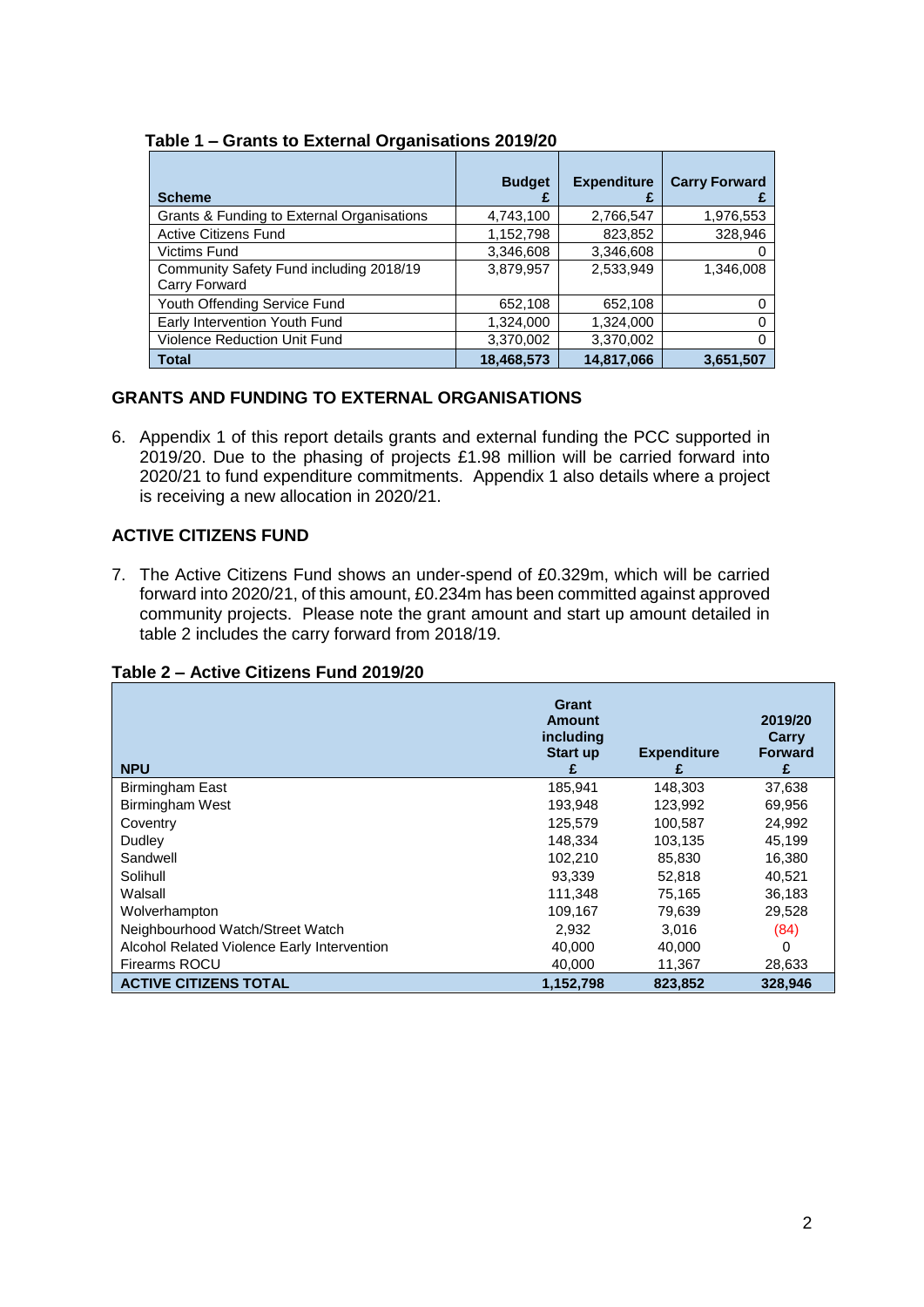**Table 1 – Grants to External Organisations 2019/20**

| Scheme | Budget £ | Expenditure £ | Carry Forward £ |
|---|---|---|---|
| Grants & Funding to External Organisations | 4,743,100 | 2,766,547 | 1,976,553 |
| Active Citizens Fund | 1,152,798 | 823,852 | 328,946 |
| Victims Fund | 3,346,608 | 3,346,608 | 0 |
| Community Safety Fund including 2018/19 Carry Forward | 3,879,957 | 2,533,949 | 1,346,008 |
| Youth Offending Service Fund | 652,108 | 652,108 | 0 |
| Early Intervention Youth Fund | 1,324,000 | 1,324,000 | 0 |
| Violence Reduction Unit Fund | 3,370,002 | 3,370,002 | 0 |
| **Total** | **18,468,573** | **14,817,066** | **3,651,507** |

## GRANTS AND FUNDING TO EXTERNAL ORGANISATIONS

6. Appendix 1 of this report details grants and external funding the PCC supported in 2019/20. Due to the phasing of projects £1.98 million will be carried forward into 2020/21 to fund expenditure commitments. Appendix 1 also details where a project is receiving a new allocation in 2020/21.

## ACTIVE CITIZENS FUND

7. The Active Citizens Fund shows an under-spend of £0.329m, which will be carried forward into 2020/21, of this amount, £0.234m has been committed against approved community projects. Please note the grant amount and start up amount detailed in table 2 includes the carry forward from 2018/19.

**Table 2 – Active Citizens Fund 2019/20**

| NPU | Grant Amount including Start up £ | Expenditure £ | 2019/20 Carry Forward £ |
|---|---|---|---|
| Birmingham East | 185,941 | 148,303 | 37,638 |
| Birmingham West | 193,948 | 123,992 | 69,956 |
| Coventry | 125,579 | 100,587 | 24,992 |
| Dudley | 148,334 | 103,135 | 45,199 |
| Sandwell | 102,210 | 85,830 | 16,380 |
| Solihull | 93,339 | 52,818 | 40,521 |
| Walsall | 111,348 | 75,165 | 36,183 |
| Wolverhampton | 109,167 | 79,639 | 29,528 |
| Neighbourhood Watch/Street Watch | 2,932 | 3,016 | (84) |
| Alcohol Related Violence Early Intervention | 40,000 | 40,000 | 0 |
| Firearms ROCU | 40,000 | 11,367 | 28,633 |
| **ACTIVE CITIZENS TOTAL** | **1,152,798** | **823,852** | **328,946** |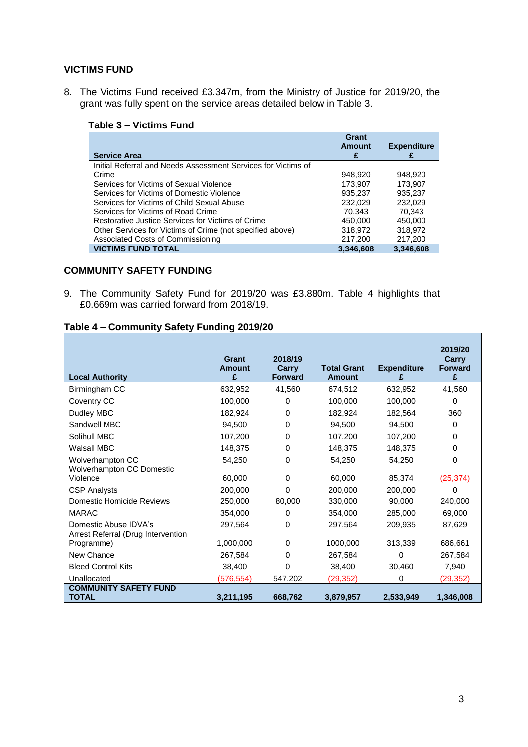## VICTIMS FUND

8. The Victims Fund received £3.347m, from the Ministry of Justice for 2019/20, the grant was fully spent on the service areas detailed below in Table 3.

**Table 3 – Victims Fund**

| Service Area | Grant Amount £ | Expenditure £ |
|---|---|---|
| Initial Referral and Needs Assessment Services for Victims of Crime | 948,920 | 948,920 |
| Services for Victims of Sexual Violence | 173,907 | 173,907 |
| Services for Victims of Domestic Violence | 935,237 | 935,237 |
| Services for Victims of Child Sexual Abuse | 232,029 | 232,029 |
| Services for Victims of Road Crime | 70,343 | 70,343 |
| Restorative Justice Services for Victims of Crime | 450,000 | 450,000 |
| Other Services for Victims of Crime (not specified above) | 318,972 | 318,972 |
| Associated Costs of Commissioning | 217,200 | 217,200 |
| **VICTIMS FUND TOTAL** | **3,346,608** | **3,346,608** |

## COMMUNITY SAFETY FUNDING

9. The Community Safety Fund for 2019/20 was £3.880m. Table 4 highlights that £0.669m was carried forward from 2018/19.

**Table 4 – Community Safety Funding 2019/20**

| Local Authority | Grant Amount £ | 2018/19 Carry Forward | Total Grant Amount | Expenditure £ | 2019/20 Carry Forward £ |
|---|---|---|---|---|---|
| Birmingham CC | 632,952 | 41,560 | 674,512 | 632,952 | 41,560 |
| Coventry CC | 100,000 | 0 | 100,000 | 100,000 | 0 |
| Dudley MBC | 182,924 | 0 | 182,924 | 182,564 | 360 |
| Sandwell MBC | 94,500 | 0 | 94,500 | 94,500 | 0 |
| Solihull MBC | 107,200 | 0 | 107,200 | 107,200 | 0 |
| Walsall MBC | 148,375 | 0 | 148,375 | 148,375 | 0 |
| Wolverhampton CC | 54,250 | 0 | 54,250 | 54,250 | 0 |
| Wolverhampton CC Domestic Violence | 60,000 | 0 | 60,000 | 85,374 | (25,374) |
| CSP Analysts | 200,000 | 0 | 200,000 | 200,000 | 0 |
| Domestic Homicide Reviews | 250,000 | 80,000 | 330,000 | 90,000 | 240,000 |
| MARAC | 354,000 | 0 | 354,000 | 285,000 | 69,000 |
| Domestic Abuse IDVA's | 297,564 | 0 | 297,564 | 209,935 | 87,629 |
| Arrest Referral (Drug Intervention Programme) | 1,000,000 | 0 | 1000,000 | 313,339 | 686,661 |
| New Chance | 267,584 | 0 | 267,584 | 0 | 267,584 |
| Bleed Control Kits | 38,400 | 0 | 38,400 | 30,460 | 7,940 |
| Unallocated | (576,554) | 547,202 | (29,352) | 0 | (29,352) |
| **COMMUNITY SAFETY FUND TOTAL** | **3,211,195** | **668,762** | **3,879,957** | **2,533,949** | **1,346,008** |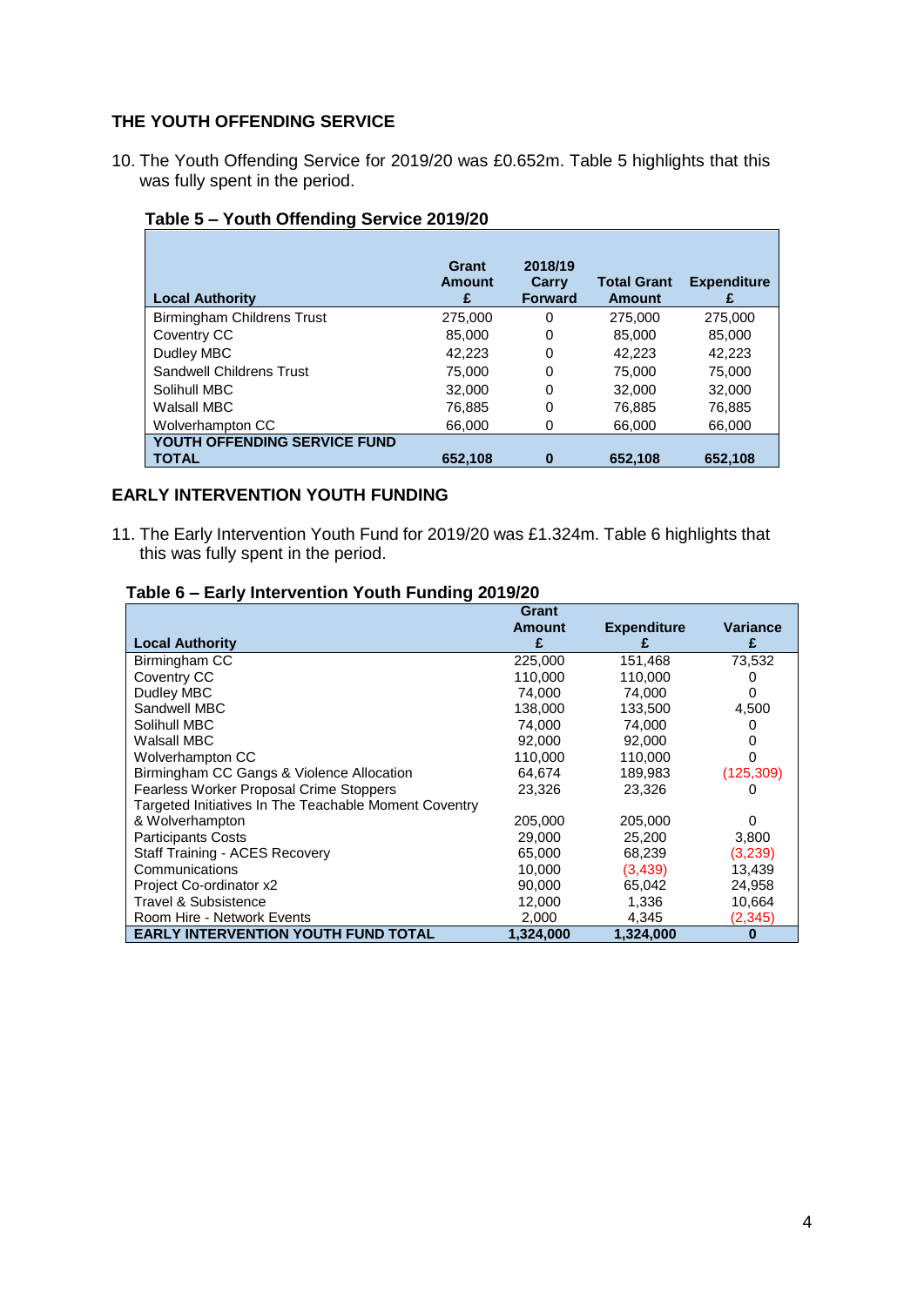## THE YOUTH OFFENDING SERVICE

10. The Youth Offending Service for 2019/20 was £0.652m. Table 5 highlights that this was fully spent in the period.

**Table 5 – Youth Offending Service 2019/20**

| Local Authority | Grant Amount £ | 2018/19 Carry Forward | Total Grant Amount | Expenditure £ |
|---|---|---|---|---|
| Birmingham Childrens Trust | 275,000 | 0 | 275,000 | 275,000 |
| Coventry CC | 85,000 | 0 | 85,000 | 85,000 |
| Dudley MBC | 42,223 | 0 | 42,223 | 42,223 |
| Sandwell Childrens Trust | 75,000 | 0 | 75,000 | 75,000 |
| Solihull MBC | 32,000 | 0 | 32,000 | 32,000 |
| Walsall MBC | 76,885 | 0 | 76,885 | 76,885 |
| Wolverhampton CC | 66,000 | 0 | 66,000 | 66,000 |
| **YOUTH OFFENDING SERVICE FUND TOTAL** | **652,108** | **0** | **652,108** | **652,108** |

## EARLY INTERVENTION YOUTH FUNDING

11. The Early Intervention Youth Fund for 2019/20 was £1.324m. Table 6 highlights that this was fully spent in the period.

**Table 6 – Early Intervention Youth Funding 2019/20**

| Local Authority | Grant Amount £ | Expenditure £ | Variance £ |
|---|---|---|---|
| Birmingham CC | 225,000 | 151,468 | 73,532 |
| Coventry CC | 110,000 | 110,000 | 0 |
| Dudley MBC | 74,000 | 74,000 | 0 |
| Sandwell MBC | 138,000 | 133,500 | 4,500 |
| Solihull MBC | 74,000 | 74,000 | 0 |
| Walsall MBC | 92,000 | 92,000 | 0 |
| Wolverhampton CC | 110,000 | 110,000 | 0 |
| Birmingham CC Gangs & Violence Allocation | 64,674 | 189,983 | (125,309) |
| Fearless Worker Proposal Crime Stoppers | 23,326 | 23,326 | 0 |
| Targeted Initiatives In The Teachable Moment Coventry & Wolverhampton | 205,000 | 205,000 | 0 |
| Participants Costs | 29,000 | 25,200 | 3,800 |
| Staff Training - ACES Recovery | 65,000 | 68,239 | (3,239) |
| Communications | 10,000 | (3,439) | 13,439 |
| Project Co-ordinator x2 | 90,000 | 65,042 | 24,958 |
| Travel & Subsistence | 12,000 | 1,336 | 10,664 |
| Room Hire - Network Events | 2,000 | 4,345 | (2,345) |
| **EARLY INTERVENTION YOUTH FUND TOTAL** | **1,324,000** | **1,324,000** | **0** |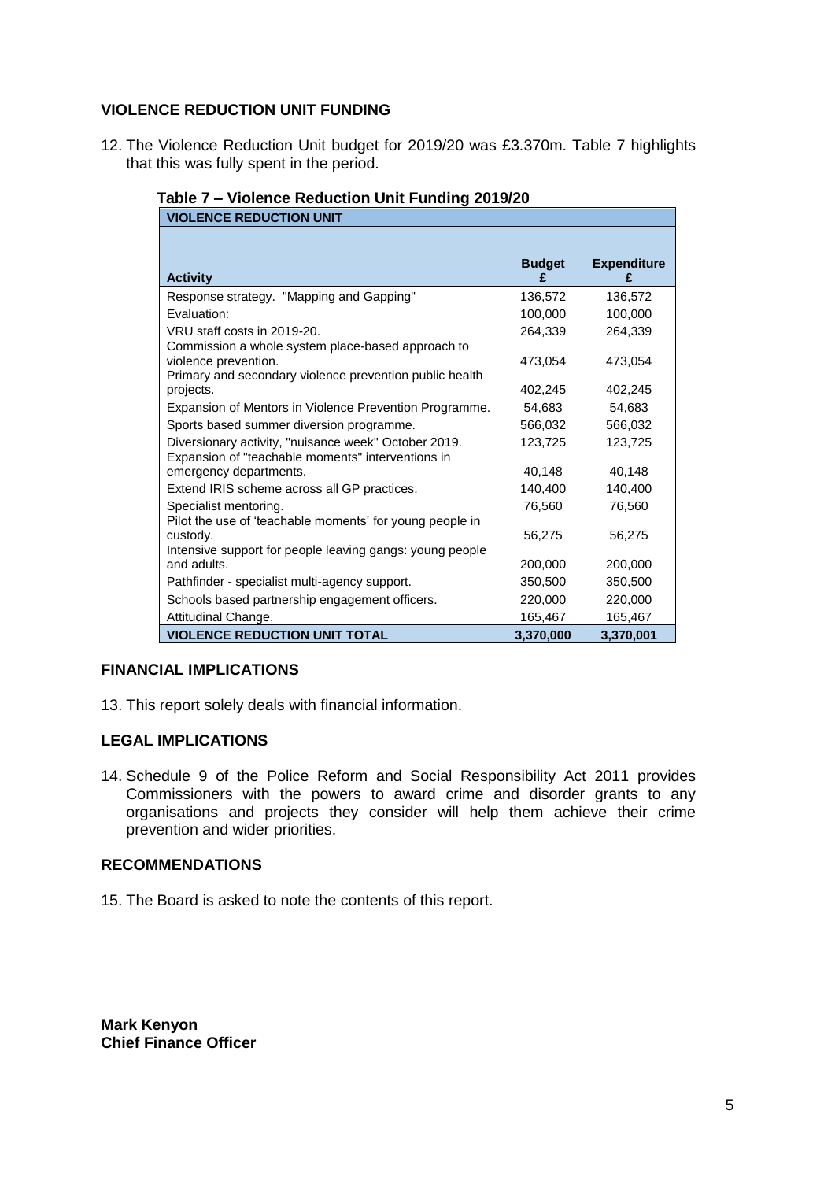## VIOLENCE REDUCTION UNIT FUNDING

12. The Violence Reduction Unit budget for 2019/20 was £3.370m. Table 7 highlights that this was fully spent in the period.

**Table 7 – Violence Reduction Unit Funding 2019/20**

| VIOLENCE REDUCTION UNIT | | |
|---|---|---|
| **Activity** | **Budget £** | **Expenditure £** |
| Response strategy. "Mapping and Gapping" | 136,572 | 136,572 |
| Evaluation: | 100,000 | 100,000 |
| VRU staff costs in 2019-20. | 264,339 | 264,339 |
| Commission a whole system place-based approach to violence prevention. | 473,054 | 473,054 |
| Primary and secondary violence prevention public health projects. | 402,245 | 402,245 |
| Expansion of Mentors in Violence Prevention Programme. | 54,683 | 54,683 |
| Sports based summer diversion programme. | 566,032 | 566,032 |
| Diversionary activity, "nuisance week" October 2019. | 123,725 | 123,725 |
| Expansion of "teachable moments" interventions in emergency departments. | 40,148 | 40,148 |
| Extend IRIS scheme across all GP practices. | 140,400 | 140,400 |
| Specialist mentoring. | 76,560 | 76,560 |
| Pilot the use of 'teachable moments' for young people in custody. | 56,275 | 56,275 |
| Intensive support for people leaving gangs: young people and adults. | 200,000 | 200,000 |
| Pathfinder - specialist multi-agency support. | 350,500 | 350,500 |
| Schools based partnership engagement officers. | 220,000 | 220,000 |
| Attitudinal Change. | 165,467 | 165,467 |
| **VIOLENCE REDUCTION UNIT TOTAL** | **3,370,000** | **3,370,001** |

## FINANCIAL IMPLICATIONS

13. This report solely deals with financial information.

## LEGAL IMPLICATIONS

14. Schedule 9 of the Police Reform and Social Responsibility Act 2011 provides Commissioners with the powers to award crime and disorder grants to any organisations and projects they consider will help them achieve their crime prevention and wider priorities.

## RECOMMENDATIONS

15. The Board is asked to note the contents of this report.

**Mark Kenyon**
**Chief Finance Officer**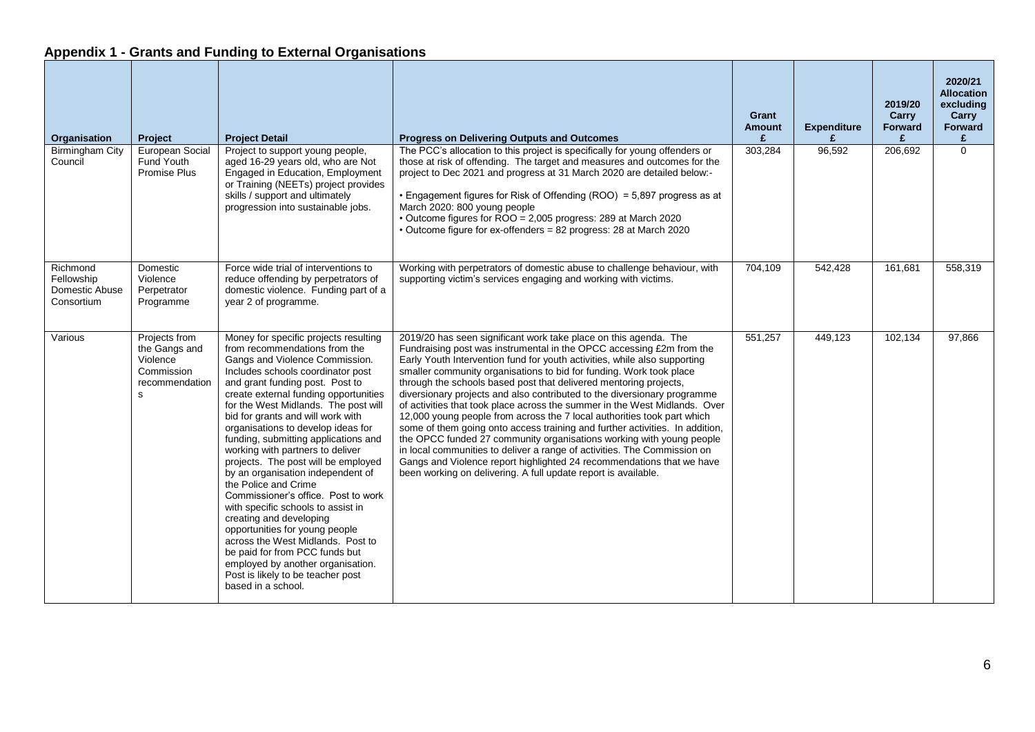## Appendix 1 - Grants and Funding to External Organisations

| Organisation | Project | Project Detail | Progress on Delivering Outputs and Outcomes | Grant Amount £ | Expenditure £ | 2019/20 Carry Forward £ | 2020/21 Allocation excluding Carry Forward £ |
|---|---|---|---|---|---|---|---|
| Birmingham City Council | European Social Fund Youth Promise Plus | Project to support young people, aged 16-29 years old, who are Not Engaged in Education, Employment or Training (NEETs) project provides skills / support and ultimately progression into sustainable jobs. | The PCC's allocation to this project is specifically for young offenders or those at risk of offending. The target and measures and outcomes for the project to Dec 2021 and progress at 31 March 2020 are detailed below:-<br><br>• Engagement figures for Risk of Offending (ROO) = 5,897 progress as at March 2020: 800 young people<br>• Outcome figures for ROO = 2,005 progress: 289 at March 2020<br>• Outcome figure for ex-offenders = 82 progress: 28 at March 2020 | 303,284 | 96,592 | 206,692 | 0 |
| Richmond Fellowship Domestic Abuse Consortium | Domestic Violence Perpetrator Programme | Force wide trial of interventions to reduce offending by perpetrators of domestic violence. Funding part of a year 2 of programme. | Working with perpetrators of domestic abuse to challenge behaviour, with supporting victim's services engaging and working with victims. | 704,109 | 542,428 | 161,681 | 558,319 |
| Various | Projects from the Gangs and Violence Commission recommendations | Money for specific projects resulting from recommendations from the Gangs and Violence Commission. Includes schools coordinator post and grant funding post. Post to create external funding opportunities for the West Midlands. The post will bid for grants and will work with organisations to develop ideas for funding, submitting applications and working with partners to deliver projects. The post will be employed by an organisation independent of the Police and Crime Commissioner's office. Post to work with specific schools to assist in creating and developing opportunities for young people across the West Midlands. Post to be paid for from PCC funds but employed by another organisation. Post is likely to be teacher post based in a school. | 2019/20 has seen significant work take place on this agenda. The Fundraising post was instrumental in the OPCC accessing £2m from the Early Youth Intervention fund for youth activities, while also supporting smaller community organisations to bid for funding. Work took place through the schools based post that delivered mentoring projects, diversionary projects and also contributed to the diversionary programme of activities that took place across the summer in the West Midlands. Over 12,000 young people from across the 7 local authorities took part which some of them going onto access training and further activities. In addition, the OPCC funded 27 community organisations working with young people in local communities to deliver a range of activities. The Commission on Gangs and Violence report highlighted 24 recommendations that we have been working on delivering. A full update report is available. | 551,257 | 449,123 | 102,134 | 97,866 |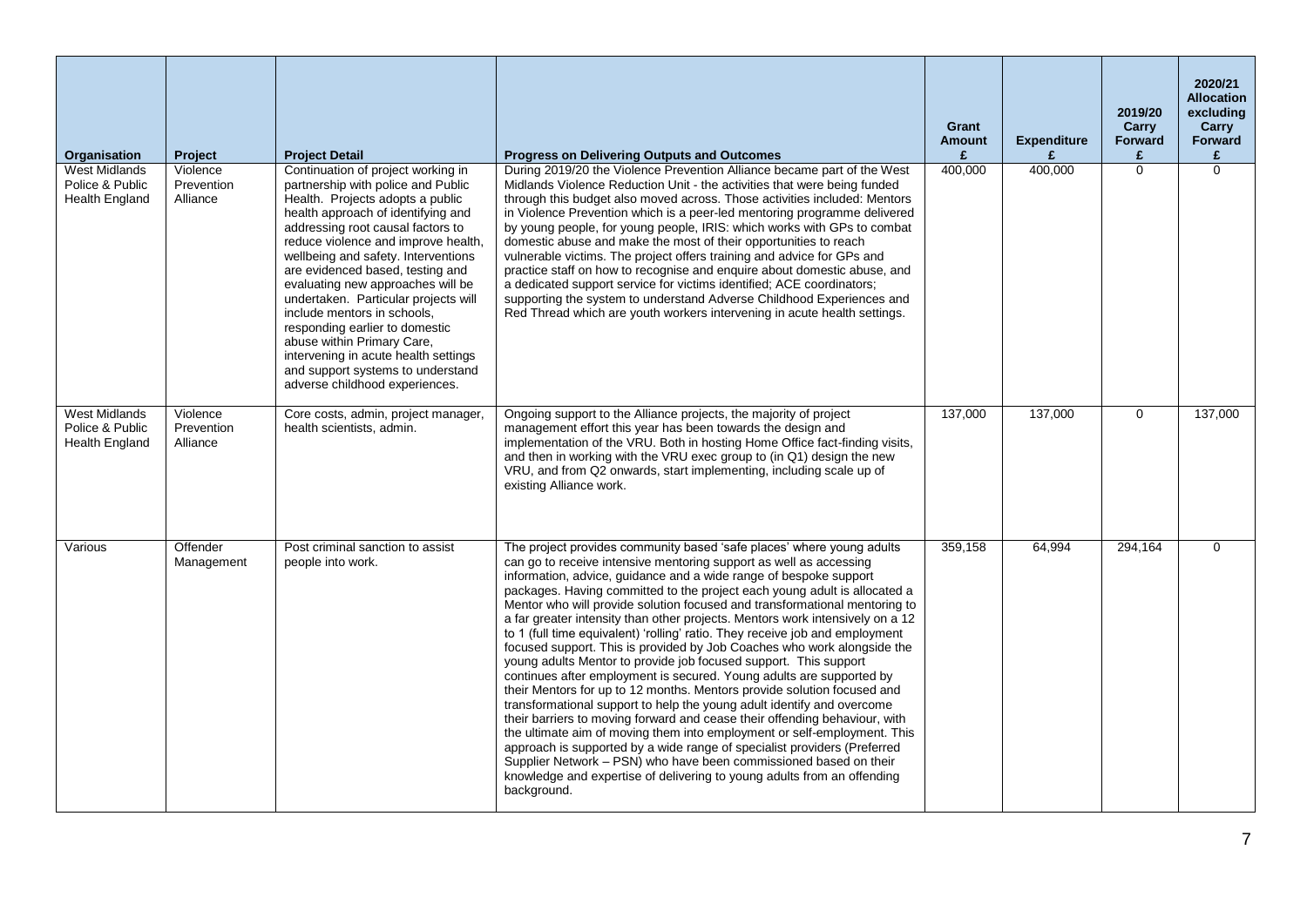| Organisation | Project | Project Detail | Progress on Delivering Outputs and Outcomes | Grant Amount £ | Expenditure £ | 2019/20 Carry Forward £ | 2020/21 Allocation excluding Carry Forward £ |
|---|---|---|---|---|---|---|---|
| West Midlands Police & Public Health England | Violence Prevention Alliance | Continuation of project working in partnership with police and Public Health. Projects adopts a public health approach of identifying and addressing root causal factors to reduce violence and improve health, wellbeing and safety. Interventions are evidenced based, testing and evaluating new approaches will be undertaken. Particular projects will include mentors in schools, responding earlier to domestic abuse within Primary Care, intervening in acute health settings and support systems to understand adverse childhood experiences. | During 2019/20 the Violence Prevention Alliance became part of the West Midlands Violence Reduction Unit - the activities that were being funded through this budget also moved across. Those activities included: Mentors in Violence Prevention which is a peer-led mentoring programme delivered by young people, for young people, IRIS: which works with GPs to combat domestic abuse and make the most of their opportunities to reach vulnerable victims. The project offers training and advice for GPs and practice staff on how to recognise and enquire about domestic abuse, and a dedicated support service for victims identified; ACE coordinators; supporting the system to understand Adverse Childhood Experiences and Red Thread which are youth workers intervening in acute health settings. | 400,000 | 400,000 | 0 | 0 |
| West Midlands Police & Public Health England | Violence Prevention Alliance | Core costs, admin, project manager, health scientists, admin. | Ongoing support to the Alliance projects, the majority of project management effort this year has been towards the design and implementation of the VRU. Both in hosting Home Office fact-finding visits, and then in working with the VRU exec group to (in Q1) design the new VRU, and from Q2 onwards, start implementing, including scale up of existing Alliance work. | 137,000 | 137,000 | 0 | 137,000 |
| Various | Offender Management | Post criminal sanction to assist people into work. | The project provides community based 'safe places' where young adults can go to receive intensive mentoring support as well as accessing information, advice, guidance and a wide range of bespoke support packages. Having committed to the project each young adult is allocated a Mentor who will provide solution focused and transformational mentoring to a far greater intensity than other projects. Mentors work intensively on a 12 to 1 (full time equivalent) 'rolling' ratio. They receive job and employment focused support. This is provided by Job Coaches who work alongside the young adults Mentor to provide job focused support. This support continues after employment is secured. Young adults are supported by their Mentors for up to 12 months. Mentors provide solution focused and transformational support to help the young adult identify and overcome their barriers to moving forward and cease their offending behaviour, with the ultimate aim of moving them into employment or self-employment. This approach is supported by a wide range of specialist providers (Preferred Supplier Network – PSN) who have been commissioned based on their knowledge and expertise of delivering to young adults from an offending background. | 359,158 | 64,994 | 294,164 | 0 |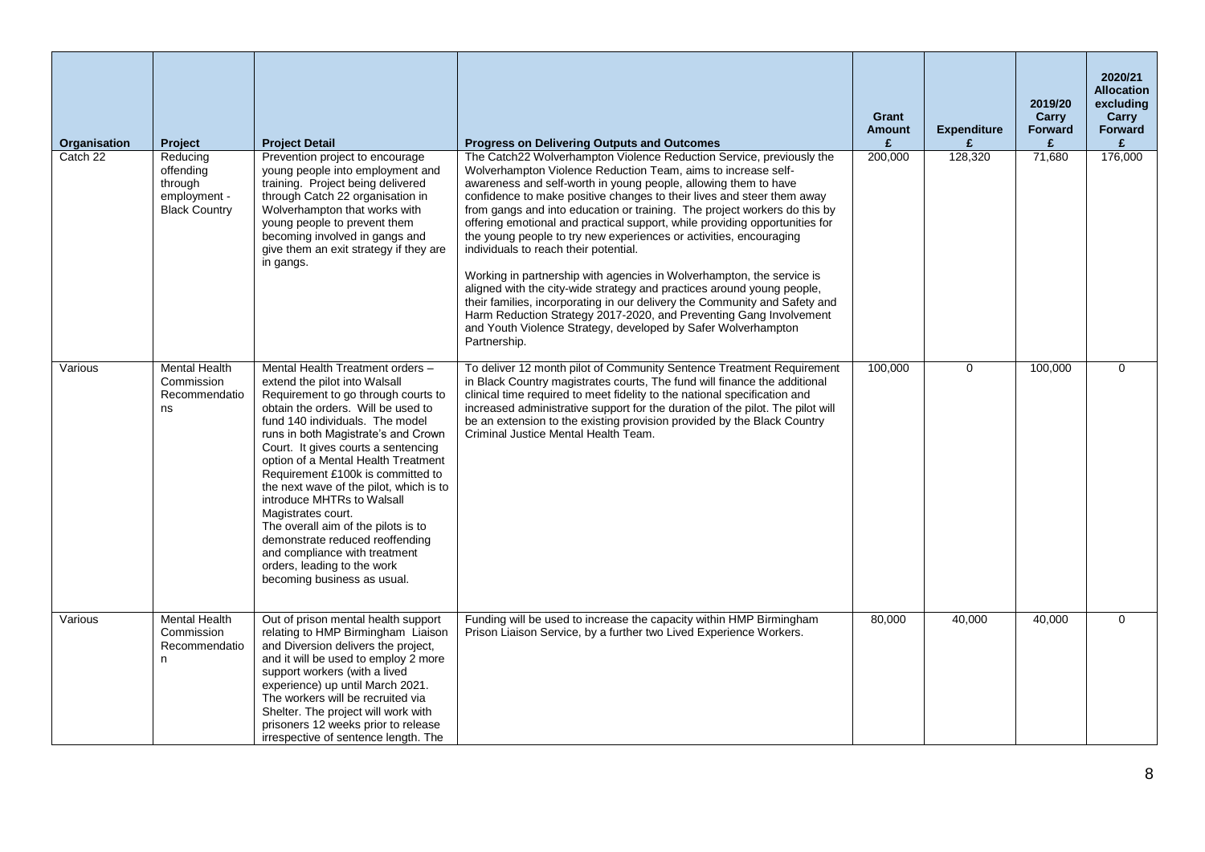| Organisation | Project | Project Detail | Progress on Delivering Outputs and Outcomes | Grant Amount £ | Expenditure £ | 2019/20 Carry Forward £ | 2020/21 Allocation excluding Carry Forward £ |
|---|---|---|---|---|---|---|---|
| Catch 22 | Reducing offending through employment - Black Country | Prevention project to encourage young people into employment and training. Project being delivered through Catch 22 organisation in Wolverhampton that works with young people to prevent them becoming involved in gangs and give them an exit strategy if they are in gangs. | The Catch22 Wolverhampton Violence Reduction Service, previously the Wolverhampton Violence Reduction Team, aims to increase self-awareness and self-worth in young people, allowing them to have confidence to make positive changes to their lives and steer them away from gangs and into education or training. The project workers do this by offering emotional and practical support, while providing opportunities for the young people to try new experiences or activities, encouraging individuals to reach their potential.<br><br>Working in partnership with agencies in Wolverhampton, the service is aligned with the city-wide strategy and practices around young people, their families, incorporating in our delivery the Community and Safety and Harm Reduction Strategy 2017-2020, and Preventing Gang Involvement and Youth Violence Strategy, developed by Safer Wolverhampton Partnership. | 200,000 | 128,320 | 71,680 | 176,000 |
| Various | Mental Health Commission Recommendations | Mental Health Treatment orders – extend the pilot into Walsall Requirement to go through courts to obtain the orders. Will be used to fund 140 individuals. The model runs in both Magistrate's and Crown Court. It gives courts a sentencing option of a Mental Health Treatment Requirement £100k is committed to the next wave of the pilot, which is to introduce MHTRs to Walsall Magistrates court.<br>The overall aim of the pilots is to demonstrate reduced reoffending and compliance with treatment orders, leading to the work becoming business as usual. | To deliver 12 month pilot of Community Sentence Treatment Requirement in Black Country magistrates courts, The fund will finance the additional clinical time required to meet fidelity to the national specification and increased administrative support for the duration of the pilot. The pilot will be an extension to the existing provision provided by the Black Country Criminal Justice Mental Health Team. | 100,000 | 0 | 100,000 | 0 |
| Various | Mental Health Commission Recommendation | Out of prison mental health support relating to HMP Birmingham Liaison and Diversion delivers the project, and it will be used to employ 2 more support workers (with a lived experience) up until March 2021. The workers will be recruited via Shelter. The project will work with prisoners 12 weeks prior to release irrespective of sentence length. The | Funding will be used to increase the capacity within HMP Birmingham Prison Liaison Service, by a further two Lived Experience Workers. | 80,000 | 40,000 | 40,000 | 0 |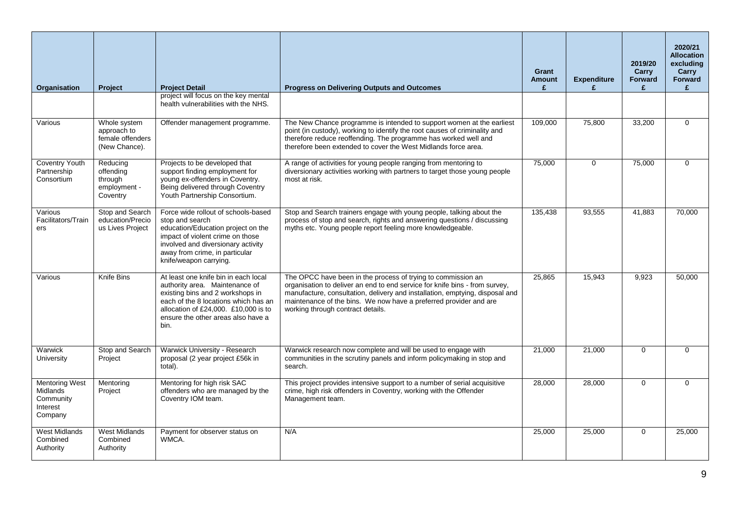| Organisation | Project | Project Detail | Progress on Delivering Outputs and Outcomes | Grant Amount £ | Expenditure £ | 2019/20 Carry Forward £ | 2020/21 Allocation excluding Carry Forward £ |
|---|---|---|---|---|---|---|---|
| | | project will focus on the key mental health vulnerabilities with the NHS. | | | | | |
| Various | Whole system approach to female offenders (New Chance). | Offender management programme. | The New Chance programme is intended to support women at the earliest point (in custody), working to identify the root causes of criminality and therefore reduce reoffending. The programme has worked well and therefore been extended to cover the West Midlands force area. | 109,000 | 75,800 | 33,200 | 0 |
| Coventry Youth Partnership Consortium | Reducing offending through employment - Coventry | Projects to be developed that support finding employment for young ex-offenders in Coventry. Being delivered through Coventry Youth Partnership Consortium. | A range of activities for young people ranging from mentoring to diversionary activities working with partners to target those young people most at risk. | 75,000 | 0 | 75,000 | 0 |
| Various Facilitators/Trainers | Stop and Search education/Precious Lives Project | Force wide rollout of schools-based stop and search education/Education project on the impact of violent crime on those involved and diversionary activity away from crime, in particular knife/weapon carrying. | Stop and Search trainers engage with young people, talking about the process of stop and search, rights and answering questions / discussing myths etc. Young people report feeling more knowledgeable. | 135,438 | 93,555 | 41,883 | 70,000 |
| Various | Knife Bins | At least one knife bin in each local authority area. Maintenance of existing bins and 2 workshops in each of the 8 locations which has an allocation of £24,000. £10,000 is to ensure the other areas also have a bin. | The OPCC have been in the process of trying to commission an organisation to deliver an end to end service for knife bins - from survey, manufacture, consultation, delivery and installation, emptying, disposal and maintenance of the bins. We now have a preferred provider and are working through contract details. | 25,865 | 15,943 | 9,923 | 50,000 |
| Warwick University | Stop and Search Project | Warwick University - Research proposal (2 year project £56k in total). | Warwick research now complete and will be used to engage with communities in the scrutiny panels and inform policymaking in stop and search. | 21,000 | 21,000 | 0 | 0 |
| Mentoring West Midlands Community Interest Company | Mentoring Project | Mentoring for high risk SAC offenders who are managed by the Coventry IOM team. | This project provides intensive support to a number of serial acquisitive crime, high risk offenders in Coventry, working with the Offender Management team. | 28,000 | 28,000 | 0 | 0 |
| West Midlands Combined Authority | West Midlands Combined Authority | Payment for observer status on WMCA. | N/A | 25,000 | 25,000 | 0 | 25,000 |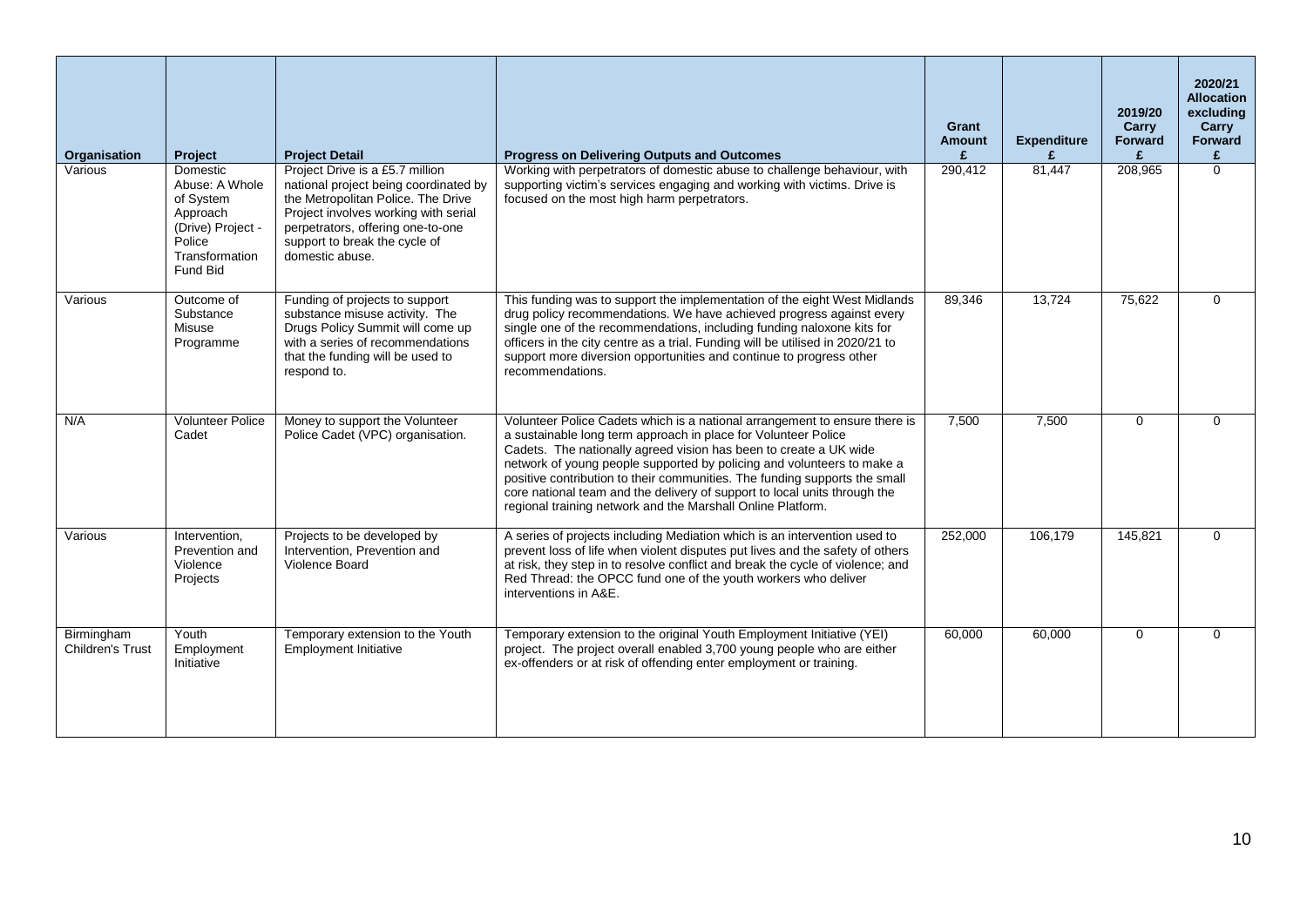| Organisation | Project | Project Detail | Progress on Delivering Outputs and Outcomes | Grant Amount £ | Expenditure £ | 2019/20 Carry Forward £ | 2020/21 Allocation excluding Carry Forward £ |
|---|---|---|---|---|---|---|---|
| Various | Domestic Abuse: A Whole of System Approach (Drive) Project - Police Transformation Fund Bid | Project Drive is a £5.7 million national project being coordinated by the Metropolitan Police. The Drive Project involves working with serial perpetrators, offering one-to-one support to break the cycle of domestic abuse. | Working with perpetrators of domestic abuse to challenge behaviour, with supporting victim's services engaging and working with victims. Drive is focused on the most high harm perpetrators. | 290,412 | 81,447 | 208,965 | 0 |
| Various | Outcome of Substance Misuse Programme | Funding of projects to support substance misuse activity. The Drugs Policy Summit will come up with a series of recommendations that the funding will be used to respond to. | This funding was to support the implementation of the eight West Midlands drug policy recommendations. We have achieved progress against every single one of the recommendations, including funding naloxone kits for officers in the city centre as a trial. Funding will be utilised in 2020/21 to support more diversion opportunities and continue to progress other recommendations. | 89,346 | 13,724 | 75,622 | 0 |
| N/A | Volunteer Police Cadet | Money to support the Volunteer Police Cadet (VPC) organisation. | Volunteer Police Cadets which is a national arrangement to ensure there is a sustainable long term approach in place for Volunteer Police Cadets. The nationally agreed vision has been to create a UK wide network of young people supported by policing and volunteers to make a positive contribution to their communities. The funding supports the small core national team and the delivery of support to local units through the regional training network and the Marshall Online Platform. | 7,500 | 7,500 | 0 | 0 |
| Various | Intervention, Prevention and Violence Projects | Projects to be developed by Intervention, Prevention and Violence Board | A series of projects including Mediation which is an intervention used to prevent loss of life when violent disputes put lives and the safety of others at risk, they step in to resolve conflict and break the cycle of violence; and Red Thread: the OPCC fund one of the youth workers who deliver interventions in A&E. | 252,000 | 106,179 | 145,821 | 0 |
| Birmingham Children's Trust | Youth Employment Initiative | Temporary extension to the Youth Employment Initiative | Temporary extension to the original Youth Employment Initiative (YEI) project. The project overall enabled 3,700 young people who are either ex-offenders or at risk of offending enter employment or training. | 60,000 | 60,000 | 0 | 0 |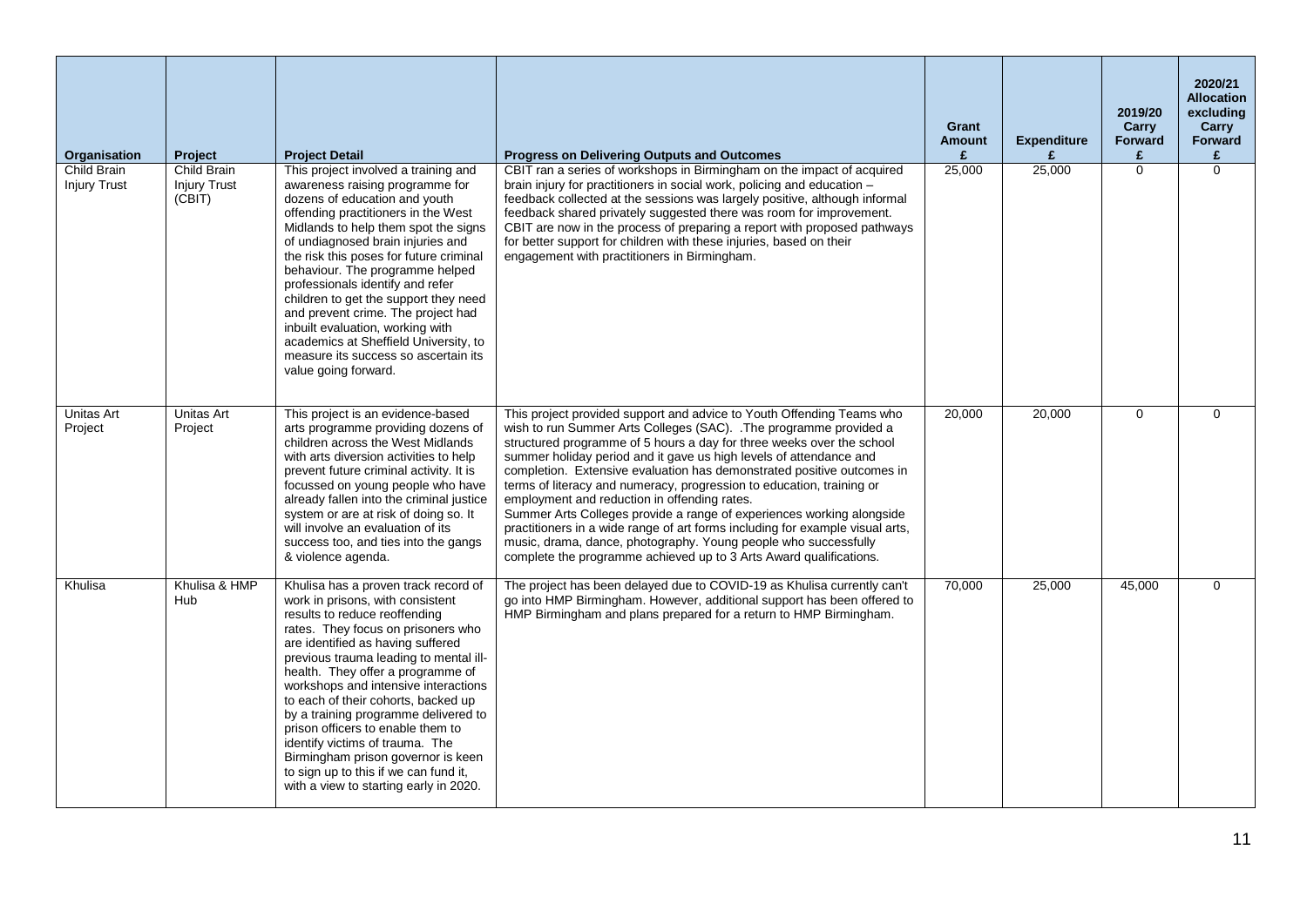| Organisation | Project | Project Detail | Progress on Delivering Outputs and Outcomes | Grant Amount £ | Expenditure £ | 2019/20 Carry Forward £ | 2020/21 Allocation excluding Carry Forward £ |
|---|---|---|---|---|---|---|---|
| Child Brain Injury Trust | Child Brain Injury Trust (CBIT) | This project involved a training and awareness raising programme for dozens of education and youth offending practitioners in the West Midlands to help them spot the signs of undiagnosed brain injuries and the risk this poses for future criminal behaviour. The programme helped professionals identify and refer children to get the support they need and prevent crime. The project had inbuilt evaluation, working with academics at Sheffield University, to measure its success so ascertain its value going forward. | CBIT ran a series of workshops in Birmingham on the impact of acquired brain injury for practitioners in social work, policing and education – feedback collected at the sessions was largely positive, although informal feedback shared privately suggested there was room for improvement. CBIT are now in the process of preparing a report with proposed pathways for better support for children with these injuries, based on their engagement with practitioners in Birmingham. | 25,000 | 25,000 | 0 | 0 |
| Unitas Art Project | Unitas Art Project | This project is an evidence-based arts programme providing dozens of children across the West Midlands with arts diversion activities to help prevent future criminal activity. It is focussed on young people who have already fallen into the criminal justice system or are at risk of doing so. It will involve an evaluation of its success too, and ties into the gangs & violence agenda. | This project provided support and advice to Youth Offending Teams who wish to run Summer Arts Colleges (SAC). .The programme provided a structured programme of 5 hours a day for three weeks over the school summer holiday period and it gave us high levels of attendance and completion. Extensive evaluation has demonstrated positive outcomes in terms of literacy and numeracy, progression to education, training or employment and reduction in offending rates.<br>Summer Arts Colleges provide a range of experiences working alongside practitioners in a wide range of art forms including for example visual arts, music, drama, dance, photography. Young people who successfully complete the programme achieved up to 3 Arts Award qualifications. | 20,000 | 20,000 | 0 | 0 |
| Khulisa | Khulisa & HMP Hub | Khulisa has a proven track record of work in prisons, with consistent results to reduce reoffending rates. They focus on prisoners who are identified as having suffered previous trauma leading to mental ill-health. They offer a programme of workshops and intensive interactions to each of their cohorts, backed up by a training programme delivered to prison officers to enable them to identify victims of trauma. The Birmingham prison governor is keen to sign up to this if we can fund it, with a view to starting early in 2020. | The project has been delayed due to COVID-19 as Khulisa currently can't go into HMP Birmingham. However, additional support has been offered to HMP Birmingham and plans prepared for a return to HMP Birmingham. | 70,000 | 25,000 | 45,000 | 0 |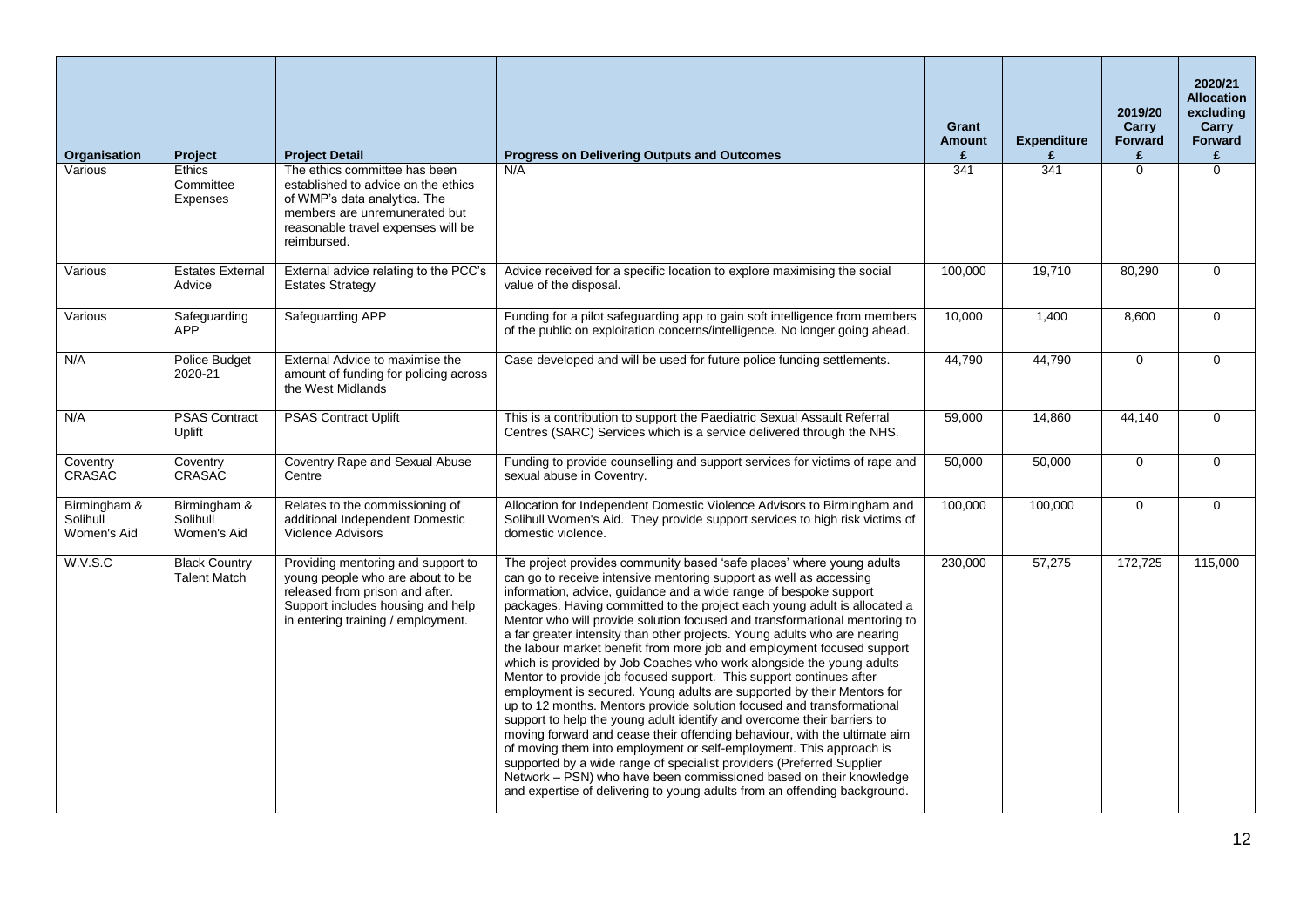| Organisation | Project | Project Detail | Progress on Delivering Outputs and Outcomes | Grant Amount £ | Expenditure £ | 2019/20 Carry Forward £ | 2020/21 Allocation excluding Carry Forward £ |
|---|---|---|---|---|---|---|---|
| Various | Ethics Committee Expenses | The ethics committee has been established to advice on the ethics of WMP's data analytics. The members are unremunerated but reasonable travel expenses will be reimbursed. | N/A | 341 | 341 | 0 | 0 |
| Various | Estates External Advice | External advice relating to the PCC's Estates Strategy | Advice received for a specific location to explore maximising the social value of the disposal. | 100,000 | 19,710 | 80,290 | 0 |
| Various | Safeguarding APP | Safeguarding APP | Funding for a pilot safeguarding app to gain soft intelligence from members of the public on exploitation concerns/intelligence. No longer going ahead. | 10,000 | 1,400 | 8,600 | 0 |
| N/A | Police Budget 2020-21 | External Advice to maximise the amount of funding for policing across the West Midlands | Case developed and will be used for future police funding settlements. | 44,790 | 44,790 | 0 | 0 |
| N/A | PSAS Contract Uplift | PSAS Contract Uplift | This is a contribution to support the Paediatric Sexual Assault Referral Centres (SARC) Services which is a service delivered through the NHS. | 59,000 | 14,860 | 44,140 | 0 |
| Coventry CRASAC | Coventry CRASAC | Coventry Rape and Sexual Abuse Centre | Funding to provide counselling and support services for victims of rape and sexual abuse in Coventry. | 50,000 | 50,000 | 0 | 0 |
| Birmingham & Solihull Women's Aid | Birmingham & Solihull Women's Aid | Relates to the commissioning of additional Independent Domestic Violence Advisors | Allocation for Independent Domestic Violence Advisors to Birmingham and Solihull Women's Aid. They provide support services to high risk victims of domestic violence. | 100,000 | 100,000 | 0 | 0 |
| W.V.S.C | Black Country Talent Match | Providing mentoring and support to young people who are about to be released from prison and after. Support includes housing and help in entering training / employment. | The project provides community based 'safe places' where young adults can go to receive intensive mentoring support as well as accessing information, advice, guidance and a wide range of bespoke support packages. Having committed to the project each young adult is allocated a Mentor who will provide solution focused and transformational mentoring to a far greater intensity than other projects. Young adults who are nearing the labour market benefit from more job and employment focused support which is provided by Job Coaches who work alongside the young adults Mentor to provide job focused support. This support continues after employment is secured. Young adults are supported by their Mentors for up to 12 months. Mentors provide solution focused and transformational support to help the young adult identify and overcome their barriers to moving forward and cease their offending behaviour, with the ultimate aim of moving them into employment or self-employment. This approach is supported by a wide range of specialist providers (Preferred Supplier Network – PSN) who have been commissioned based on their knowledge and expertise of delivering to young adults from an offending background. | 230,000 | 57,275 | 172,725 | 115,000 |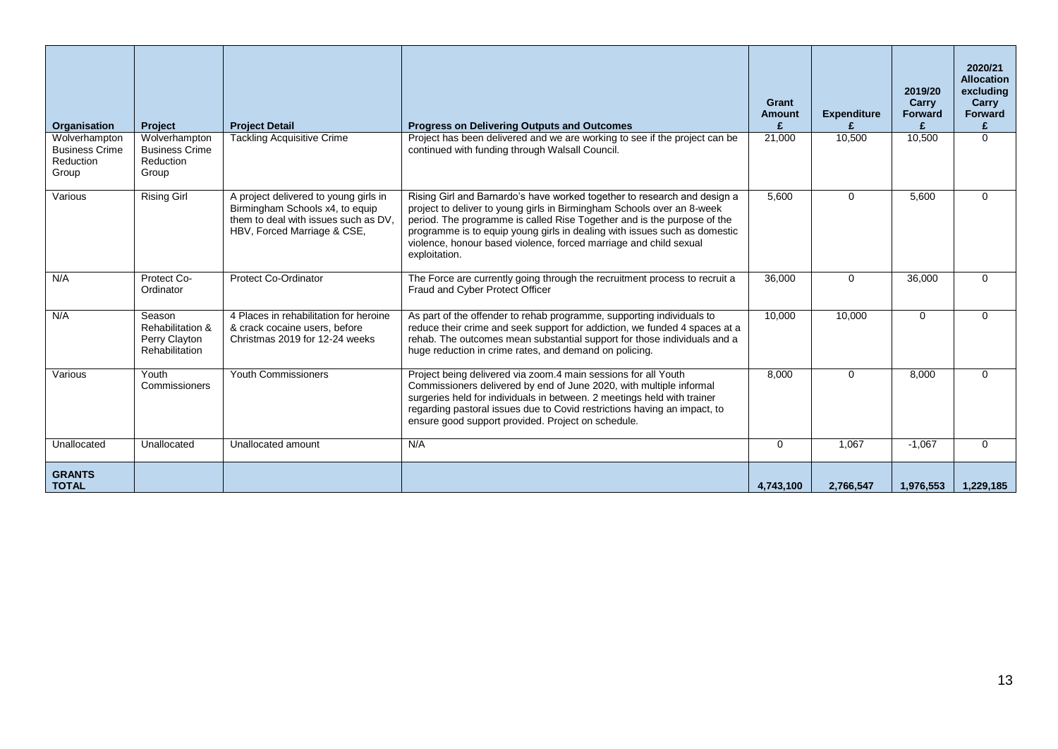| Organisation | Project | Project Detail | Progress on Delivering Outputs and Outcomes | Grant Amount £ | Expenditure £ | 2019/20 Carry Forward £ | 2020/21 Allocation excluding Carry Forward £ |
|---|---|---|---|---|---|---|---|
| Wolverhampton Business Crime Reduction Group | Wolverhampton Business Crime Reduction Group | Tackling Acquisitive Crime | Project has been delivered and we are working to see if the project can be continued with funding through Walsall Council. | 21,000 | 10,500 | 10,500 | 0 |
| Various | Rising Girl | A project delivered to young girls in Birmingham Schools x4, to equip them to deal with issues such as DV, HBV, Forced Marriage & CSE, | Rising Girl and Barnardo's have worked together to research and design a project to deliver to young girls in Birmingham Schools over an 8-week period. The programme is called Rise Together and is the purpose of the programme is to equip young girls in dealing with issues such as domestic violence, honour based violence, forced marriage and child sexual exploitation. | 5,600 | 0 | 5,600 | 0 |
| N/A | Protect Co-Ordinator | Protect Co-Ordinator | The Force are currently going through the recruitment process to recruit a Fraud and Cyber Protect Officer | 36,000 | 0 | 36,000 | 0 |
| N/A | Season Rehabilitation & Perry Clayton Rehabilitation | 4 Places in rehabilitation for heroine & crack cocaine users, before Christmas 2019 for 12-24 weeks | As part of the offender to rehab programme, supporting individuals to reduce their crime and seek support for addiction, we funded 4 spaces at a rehab. The outcomes mean substantial support for those individuals and a huge reduction in crime rates, and demand on policing. | 10,000 | 10,000 | 0 | 0 |
| Various | Youth Commissioners | Youth Commissioners | Project being delivered via zoom.4 main sessions for all Youth Commissioners delivered by end of June 2020, with multiple informal surgeries held for individuals in between. 2 meetings held with trainer regarding pastoral issues due to Covid restrictions having an impact, to ensure good support provided. Project on schedule. | 8,000 | 0 | 8,000 | 0 |
| Unallocated | Unallocated | Unallocated amount | N/A | 0 | 1,067 | -1,067 | 0 |
| **GRANTS TOTAL** | | | | **4,743,100** | **2,766,547** | **1,976,553** | **1,229,185** |